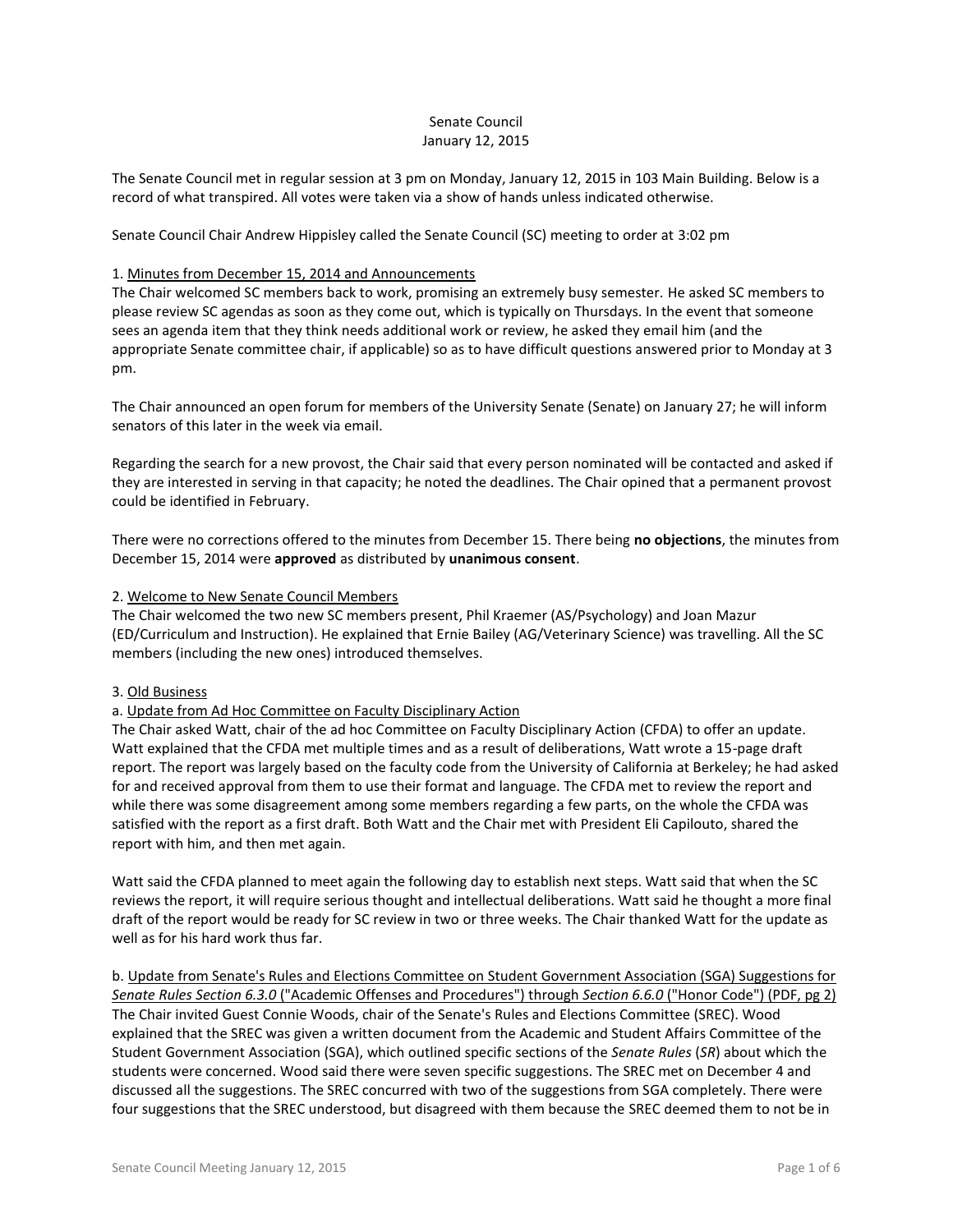Senate Council
January 12, 2015

The Senate Council met in regular session at 3 pm on Monday, January 12, 2015 in 103 Main Building. Below is a record of what transpired. All votes were taken via a show of hands unless indicated otherwise.

Senate Council Chair Andrew Hippisley called the Senate Council (SC) meeting to order at 3:02 pm

1. Minutes from December 15, 2014 and Announcements

The Chair welcomed SC members back to work, promising an extremely busy semester. He asked SC members to please review SC agendas as soon as they come out, which is typically on Thursdays. In the event that someone sees an agenda item that they think needs additional work or review, he asked they email him (and the appropriate Senate committee chair, if applicable) so as to have difficult questions answered prior to Monday at 3 pm.

The Chair announced an open forum for members of the University Senate (Senate) on January 27; he will inform senators of this later in the week via email.

Regarding the search for a new provost, the Chair said that every person nominated will be contacted and asked if they are interested in serving in that capacity; he noted the deadlines. The Chair opined that a permanent provost could be identified in February.

There were no corrections offered to the minutes from December 15. There being **no objections**, the minutes from December 15, 2014 were **approved** as distributed by **unanimous consent**.

2. Welcome to New Senate Council Members

The Chair welcomed the two new SC members present, Phil Kraemer (AS/Psychology) and Joan Mazur (ED/Curriculum and Instruction). He explained that Ernie Bailey (AG/Veterinary Science) was travelling. All the SC members (including the new ones) introduced themselves.

3. Old Business

a. Update from Ad Hoc Committee on Faculty Disciplinary Action

The Chair asked Watt, chair of the ad hoc Committee on Faculty Disciplinary Action (CFDA) to offer an update. Watt explained that the CFDA met multiple times and as a result of deliberations, Watt wrote a 15-page draft report. The report was largely based on the faculty code from the University of California at Berkeley; he had asked for and received approval from them to use their format and language. The CFDA met to review the report and while there was some disagreement among some members regarding a few parts, on the whole the CFDA was satisfied with the report as a first draft. Both Watt and the Chair met with President Eli Capilouto, shared the report with him, and then met again.

Watt said the CFDA planned to meet again the following day to establish next steps. Watt said that when the SC reviews the report, it will require serious thought and intellectual deliberations. Watt said he thought a more final draft of the report would be ready for SC review in two or three weeks. The Chair thanked Watt for the update as well as for his hard work thus far.

b. Update from Senate's Rules and Elections Committee on Student Government Association (SGA) Suggestions for *Senate Rules Section 6.3.0* ("Academic Offenses and Procedures") through *Section 6.6.0* ("Honor Code") (PDF, pg 2)

The Chair invited Guest Connie Woods, chair of the Senate's Rules and Elections Committee (SREC). Wood explained that the SREC was given a written document from the Academic and Student Affairs Committee of the Student Government Association (SGA), which outlined specific sections of the *Senate Rules* (*SR*) about which the students were concerned. Wood said there were seven specific suggestions. The SREC met on December 4 and discussed all the suggestions. The SREC concurred with two of the suggestions from SGA completely. There were four suggestions that the SREC understood, but disagreed with them because the SREC deemed them to not be in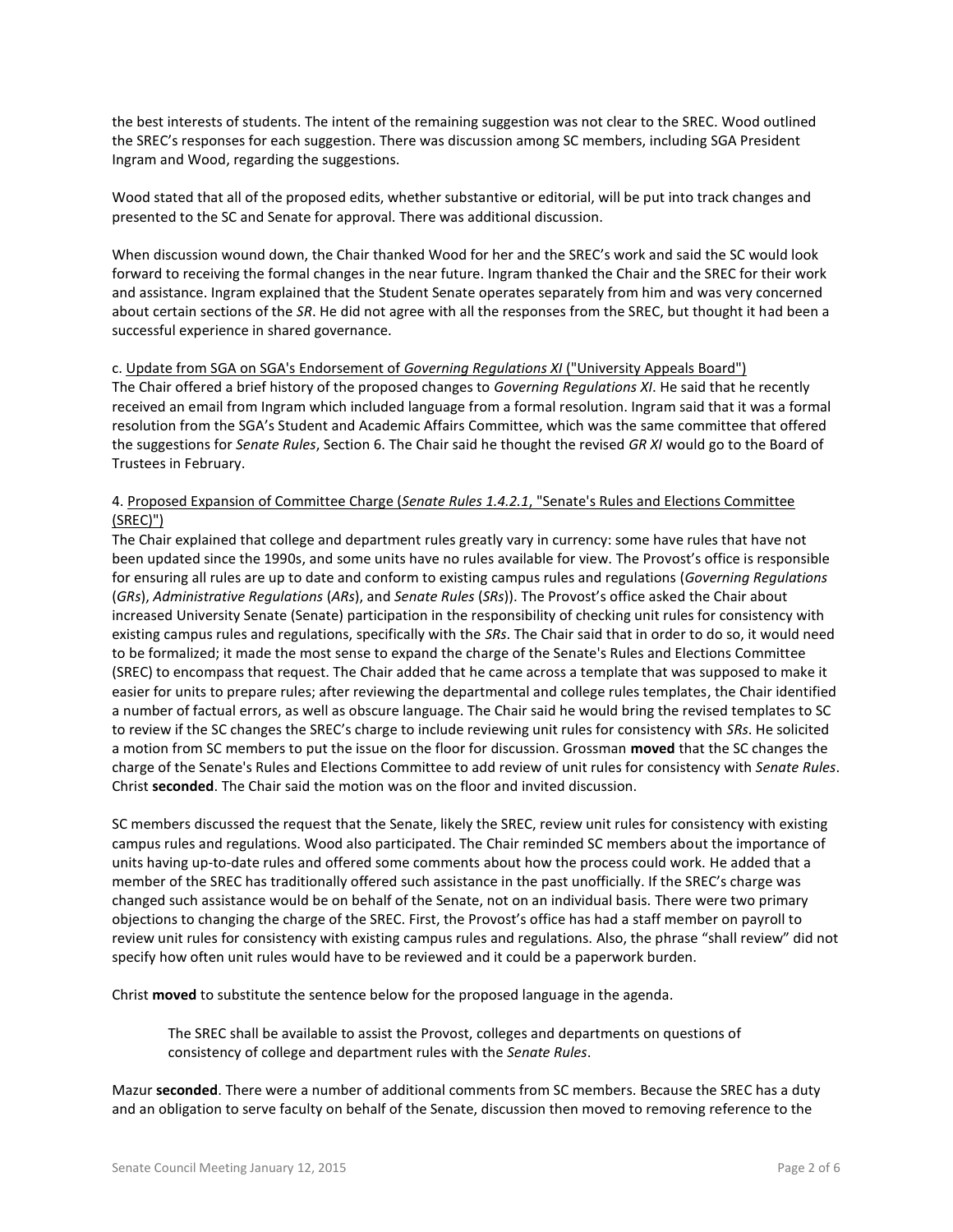the best interests of students. The intent of the remaining suggestion was not clear to the SREC. Wood outlined the SREC's responses for each suggestion. There was discussion among SC members, including SGA President Ingram and Wood, regarding the suggestions.

Wood stated that all of the proposed edits, whether substantive or editorial, will be put into track changes and presented to the SC and Senate for approval. There was additional discussion.

When discussion wound down, the Chair thanked Wood for her and the SREC's work and said the SC would look forward to receiving the formal changes in the near future. Ingram thanked the Chair and the SREC for their work and assistance. Ingram explained that the Student Senate operates separately from him and was very concerned about certain sections of the *SR*. He did not agree with all the responses from the SREC, but thought it had been a successful experience in shared governance.

c. Update from SGA on SGA's Endorsement of *Governing Regulations XI* ("University Appeals Board")
The Chair offered a brief history of the proposed changes to *Governing Regulations XI*. He said that he recently received an email from Ingram which included language from a formal resolution. Ingram said that it was a formal resolution from the SGA's Student and Academic Affairs Committee, which was the same committee that offered the suggestions for *Senate Rules*, Section 6. The Chair said he thought the revised *GR XI* would go to the Board of Trustees in February.

4. Proposed Expansion of Committee Charge (*Senate Rules 1.4.2.1*, "Senate's Rules and Elections Committee (SREC)")
The Chair explained that college and department rules greatly vary in currency: some have rules that have not been updated since the 1990s, and some units have no rules available for view. The Provost's office is responsible for ensuring all rules are up to date and conform to existing campus rules and regulations (*Governing Regulations* (*GRs*), *Administrative Regulations* (*ARs*), and *Senate Rules* (*SRs*)). The Provost's office asked the Chair about increased University Senate (Senate) participation in the responsibility of checking unit rules for consistency with existing campus rules and regulations, specifically with the *SRs*. The Chair said that in order to do so, it would need to be formalized; it made the most sense to expand the charge of the Senate's Rules and Elections Committee (SREC) to encompass that request. The Chair added that he came across a template that was supposed to make it easier for units to prepare rules; after reviewing the departmental and college rules templates, the Chair identified a number of factual errors, as well as obscure language. The Chair said he would bring the revised templates to SC to review if the SC changes the SREC's charge to include reviewing unit rules for consistency with *SRs*. He solicited a motion from SC members to put the issue on the floor for discussion. Grossman **moved** that the SC changes the charge of the Senate's Rules and Elections Committee to add review of unit rules for consistency with *Senate Rules*. Christ **seconded**. The Chair said the motion was on the floor and invited discussion.

SC members discussed the request that the Senate, likely the SREC, review unit rules for consistency with existing campus rules and regulations. Wood also participated. The Chair reminded SC members about the importance of units having up-to-date rules and offered some comments about how the process could work. He added that a member of the SREC has traditionally offered such assistance in the past unofficially. If the SREC's charge was changed such assistance would be on behalf of the Senate, not on an individual basis. There were two primary objections to changing the charge of the SREC. First, the Provost's office has had a staff member on payroll to review unit rules for consistency with existing campus rules and regulations. Also, the phrase "shall review" did not specify how often unit rules would have to be reviewed and it could be a paperwork burden.

Christ **moved** to substitute the sentence below for the proposed language in the agenda.

> The SREC shall be available to assist the Provost, colleges and departments on questions of consistency of college and department rules with the *Senate Rules*.

Mazur **seconded**. There were a number of additional comments from SC members. Because the SREC has a duty and an obligation to serve faculty on behalf of the Senate, discussion then moved to removing reference to the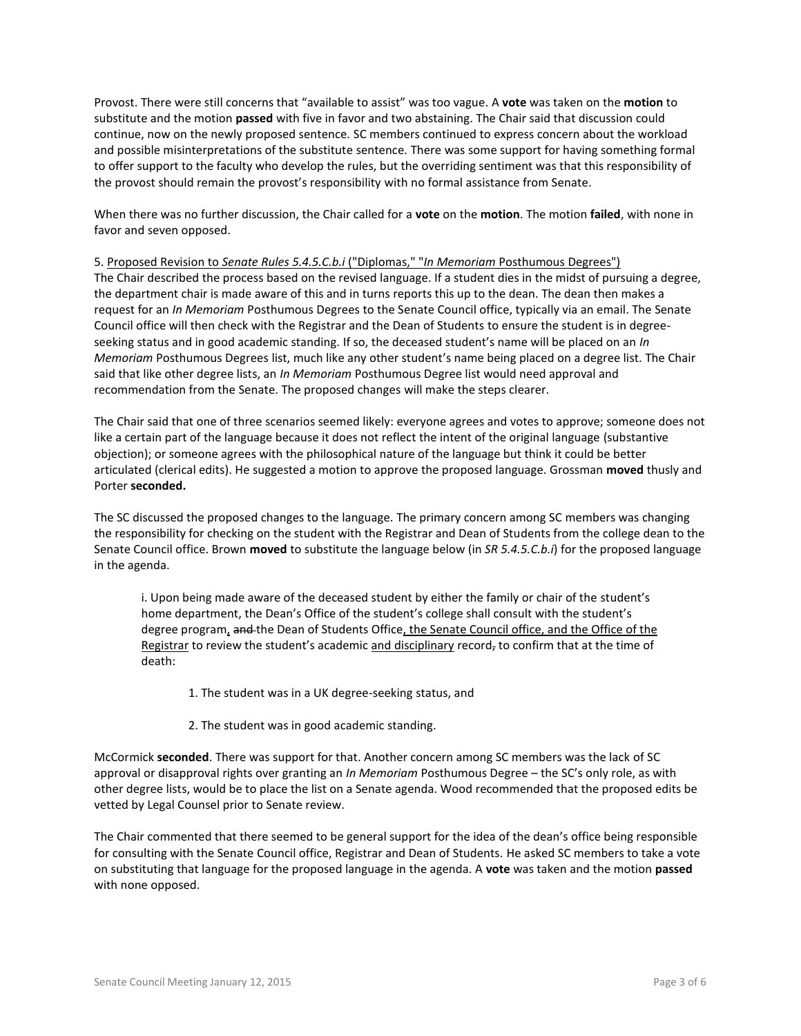Provost. There were still concerns that "available to assist" was too vague. A **vote** was taken on the **motion** to substitute and the motion **passed** with five in favor and two abstaining. The Chair said that discussion could continue, now on the newly proposed sentence. SC members continued to express concern about the workload and possible misinterpretations of the substitute sentence. There was some support for having something formal to offer support to the faculty who develop the rules, but the overriding sentiment was that this responsibility of the provost should remain the provost's responsibility with no formal assistance from Senate.

When there was no further discussion, the Chair called for a **vote** on the **motion**. The motion **failed**, with none in favor and seven opposed.

5. <u>Proposed Revision to *Senate Rules 5.4.5.C.b.i* ("Diplomas," "*In Memoriam* Posthumous Degrees")</u>
The Chair described the process based on the revised language. If a student dies in the midst of pursuing a degree, the department chair is made aware of this and in turns reports this up to the dean. The dean then makes a request for an *In Memoriam* Posthumous Degrees to the Senate Council office, typically via an email. The Senate Council office will then check with the Registrar and the Dean of Students to ensure the student is in degree-seeking status and in good academic standing. If so, the deceased student's name will be placed on an *In Memoriam* Posthumous Degrees list, much like any other student's name being placed on a degree list. The Chair said that like other degree lists, an *In Memoriam* Posthumous Degree list would need approval and recommendation from the Senate. The proposed changes will make the steps clearer.

The Chair said that one of three scenarios seemed likely: everyone agrees and votes to approve; someone does not like a certain part of the language because it does not reflect the intent of the original language (substantive objection); or someone agrees with the philosophical nature of the language but think it could be better articulated (clerical edits). He suggested a motion to approve the proposed language. Grossman **moved** thusly and Porter **seconded.**

The SC discussed the proposed changes to the language. The primary concern among SC members was changing the responsibility for checking on the student with the Registrar and Dean of Students from the college dean to the Senate Council office. Brown **moved** to substitute the language below (in *SR 5.4.5.C.b.i*) for the proposed language in the agenda.

> i. Upon being made aware of the deceased student by either the family or chair of the student's home department, the Dean's Office of the student's college shall consult with the student's degree program<u>,</u> ~~and~~ the Dean of Students Office<u>, the Senate Council office, and the Office of the Registrar</u> to review the student's academic <u>and disciplinary</u> record~~,~~ to confirm that at the time of death:
>
> 1. The student was in a UK degree-seeking status, and
>
> 2. The student was in good academic standing.

McCormick **seconded**. There was support for that. Another concern among SC members was the lack of SC approval or disapproval rights over granting an *In Memoriam* Posthumous Degree – the SC's only role, as with other degree lists, would be to place the list on a Senate agenda. Wood recommended that the proposed edits be vetted by Legal Counsel prior to Senate review.

The Chair commented that there seemed to be general support for the idea of the dean's office being responsible for consulting with the Senate Council office, Registrar and Dean of Students. He asked SC members to take a vote on substituting that language for the proposed language in the agenda. A **vote** was taken and the motion **passed** with none opposed.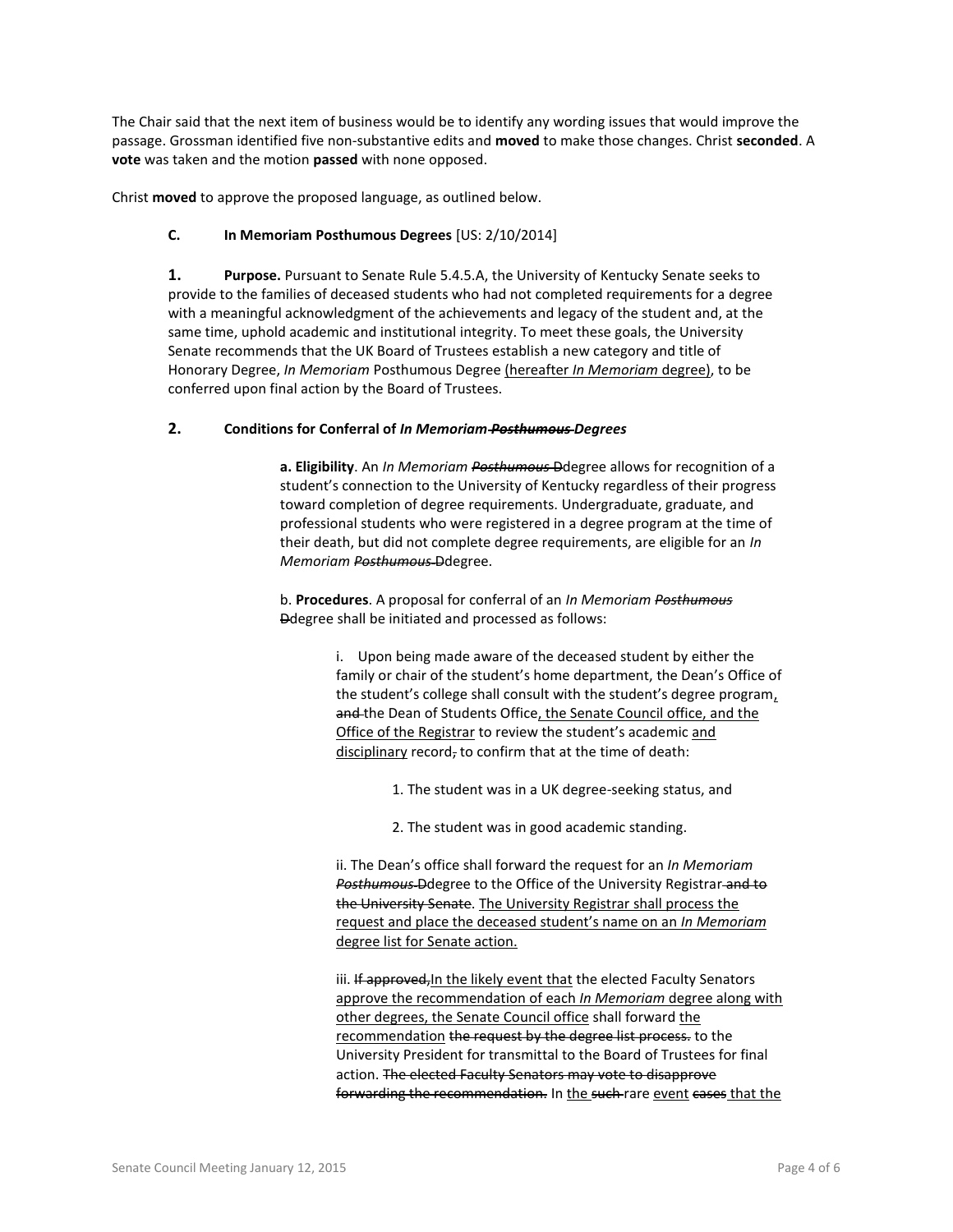The Chair said that the next item of business would be to identify any wording issues that would improve the passage. Grossman identified five non-substantive edits and **moved** to make those changes. Christ **seconded**. A **vote** was taken and the motion **passed** with none opposed.

Christ **moved** to approve the proposed language, as outlined below.

**C. In Memoriam Posthumous Degrees** [US: 2/10/2014]

**1. Purpose.** Pursuant to Senate Rule 5.4.5.A, the University of Kentucky Senate seeks to provide to the families of deceased students who had not completed requirements for a degree with a meaningful acknowledgment of the achievements and legacy of the student and, at the same time, uphold academic and institutional integrity. To meet these goals, the University Senate recommends that the UK Board of Trustees establish a new category and title of Honorary Degree, *In Memoriam* Posthumous Degree <u>(hereafter *In Memoriam* degree)</u>, to be conferred upon final action by the Board of Trustees.

**2. Conditions for Conferral of *In Memoriam ~~Posthumous~~ Degrees***

> **a. Eligibility**. An *In Memoriam ~~Posthumous~~* ~~D~~degree allows for recognition of a student's connection to the University of Kentucky regardless of their progress toward completion of degree requirements. Undergraduate, graduate, and professional students who were registered in a degree program at the time of their death, but did not complete degree requirements, are eligible for an *In Memoriam ~~Posthumous~~* ~~D~~degree.
>
> b. **Procedures**. A proposal for conferral of an *In Memoriam ~~Posthumous~~* ~~D~~degree shall be initiated and processed as follows:
>
> > i. Upon being made aware of the deceased student by either the family or chair of the student's home department, the Dean's Office of the student's college shall consult with the student's degree program<u>,</u> ~~and~~ the Dean of Students Office<u>, the Senate Council office, and the Office of the Registrar</u> to review the student's academic <u>and disciplinary</u> record~~,~~ to confirm that at the time of death:
> >
> > > 1. The student was in a UK degree-seeking status, and
> > >
> > > 2. The student was in good academic standing.
> >
> > ii. The Dean's office shall forward the request for an *In Memoriam ~~Posthumous~~* ~~D~~degree to the Office of the University Registrar ~~and to the University Senate~~. <u>The University Registrar shall process the request and place the deceased student's name on an *In Memoriam* degree list for Senate action.</u>
> >
> > iii. ~~If approved,~~<u>In the likely event that</u> the elected Faculty Senators <u>approve the recommendation of each *In Memoriam* degree along with other degrees, the Senate Council office</u> shall forward <u>the recommendation</u> ~~the request by the degree list process.~~ to the University President for transmittal to the Board of Trustees for final action. ~~The elected Faculty Senators may vote to disapprove forwarding the recommendation.~~ In <u>the</u> ~~such~~ rare <u>event</u> ~~cases~~ <u>that the</u>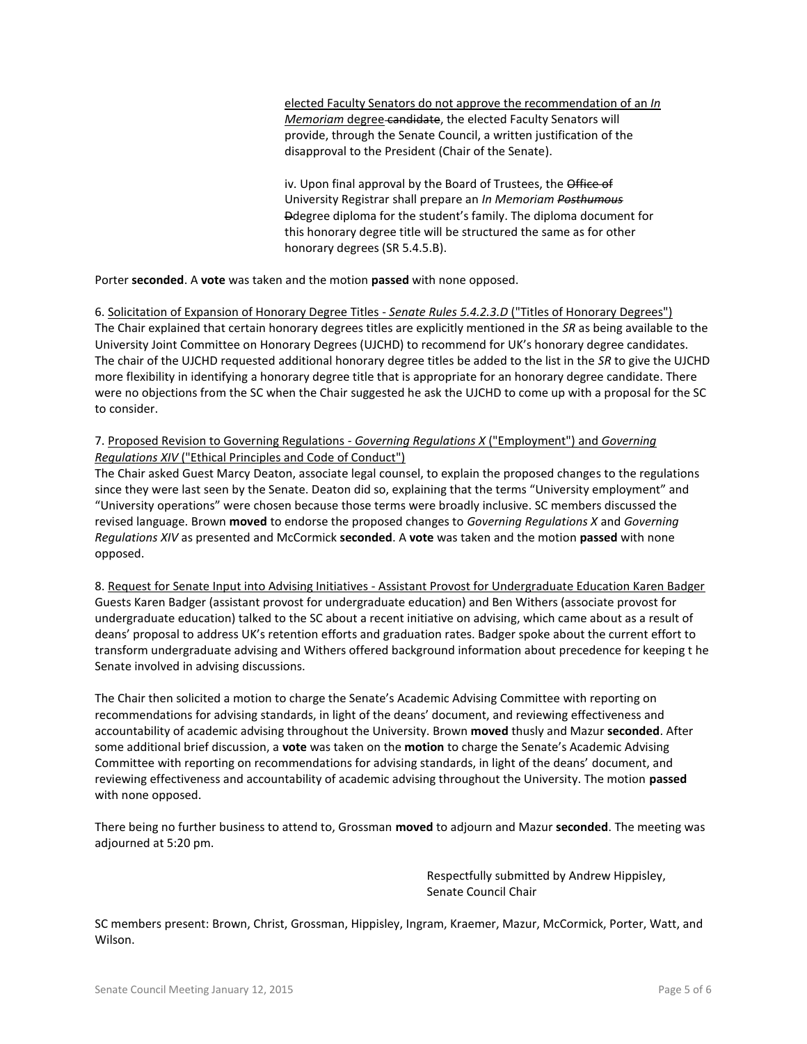elected Faculty Senators do not approve the recommendation of an *In Memoriam* degree ~~candidate~~, the elected Faculty Senators will provide, through the Senate Council, a written justification of the disapproval to the President (Chair of the Senate).

iv. Upon final approval by the Board of Trustees, the ~~Office of~~ University Registrar shall prepare an *In Memoriam* ~~*Posthumous*~~ ~~D~~degree diploma for the student's family. The diploma document for this honorary degree title will be structured the same as for other honorary degrees (SR 5.4.5.B).

Porter **seconded**. A **vote** was taken and the motion **passed** with none opposed.

6. Solicitation of Expansion of Honorary Degree Titles - *Senate Rules 5.4.2.3.D* ("Titles of Honorary Degrees")
The Chair explained that certain honorary degrees titles are explicitly mentioned in the *SR* as being available to the University Joint Committee on Honorary Degrees (UJCHD) to recommend for UK's honorary degree candidates. The chair of the UJCHD requested additional honorary degree titles be added to the list in the *SR* to give the UJCHD more flexibility in identifying a honorary degree title that is appropriate for an honorary degree candidate. There were no objections from the SC when the Chair suggested he ask the UJCHD to come up with a proposal for the SC to consider.

7. Proposed Revision to Governing Regulations - *Governing Regulations X* ("Employment") and *Governing Regulations XIV* ("Ethical Principles and Code of Conduct")
The Chair asked Guest Marcy Deaton, associate legal counsel, to explain the proposed changes to the regulations since they were last seen by the Senate. Deaton did so, explaining that the terms "University employment" and "University operations" were chosen because those terms were broadly inclusive. SC members discussed the revised language. Brown **moved** to endorse the proposed changes to *Governing Regulations X* and *Governing Regulations XIV* as presented and McCormick **seconded**. A **vote** was taken and the motion **passed** with none opposed.

8. Request for Senate Input into Advising Initiatives - Assistant Provost for Undergraduate Education Karen Badger
Guests Karen Badger (assistant provost for undergraduate education) and Ben Withers (associate provost for undergraduate education) talked to the SC about a recent initiative on advising, which came about as a result of deans' proposal to address UK's retention efforts and graduation rates. Badger spoke about the current effort to transform undergraduate advising and Withers offered background information about precedence for keeping t he Senate involved in advising discussions.

The Chair then solicited a motion to charge the Senate's Academic Advising Committee with reporting on recommendations for advising standards, in light of the deans' document, and reviewing effectiveness and accountability of academic advising throughout the University. Brown **moved** thusly and Mazur **seconded**. After some additional brief discussion, a **vote** was taken on the **motion** to charge the Senate's Academic Advising Committee with reporting on recommendations for advising standards, in light of the deans' document, and reviewing effectiveness and accountability of academic advising throughout the University. The motion **passed** with none opposed.

There being no further business to attend to, Grossman **moved** to adjourn and Mazur **seconded**. The meeting was adjourned at 5:20 pm.

Respectfully submitted by Andrew Hippisley,
Senate Council Chair

SC members present: Brown, Christ, Grossman, Hippisley, Ingram, Kraemer, Mazur, McCormick, Porter, Watt, and Wilson.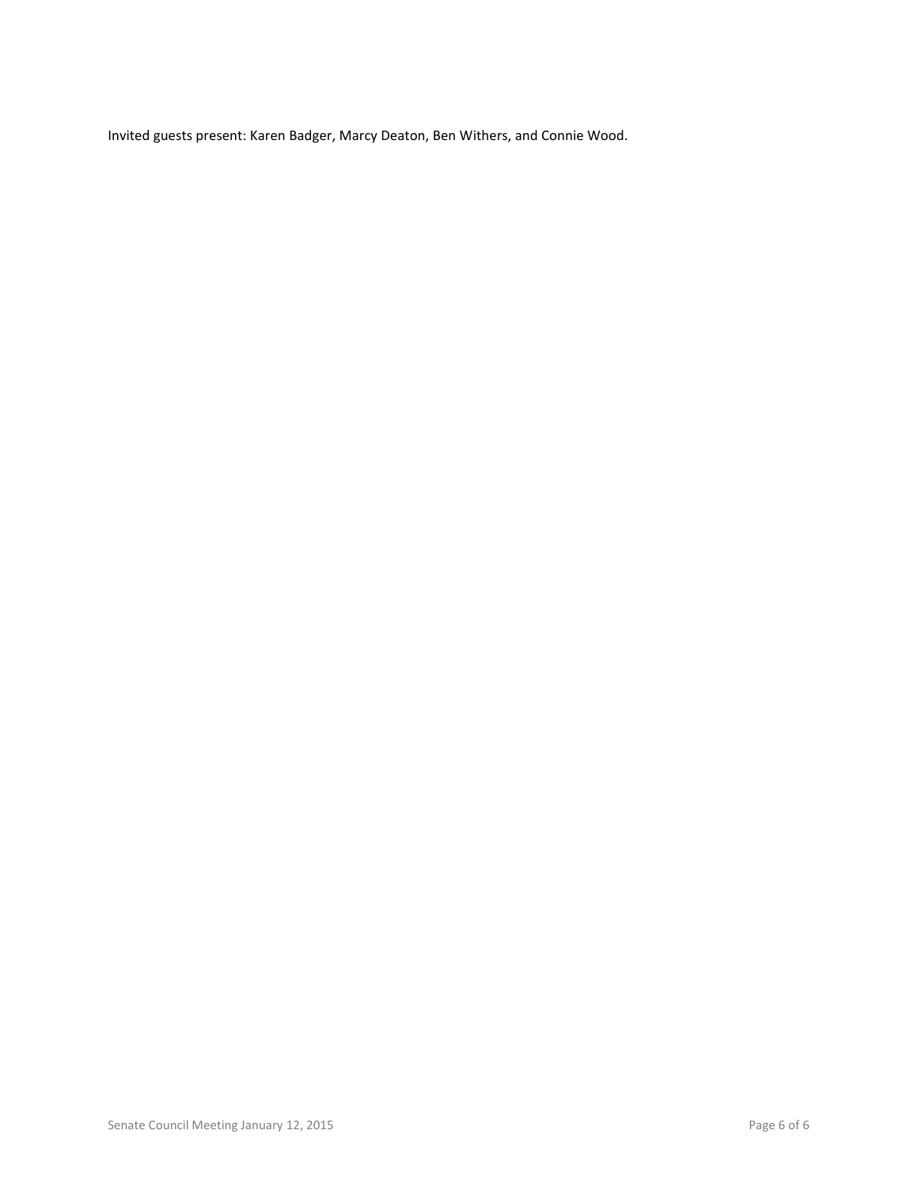Invited guests present: Karen Badger, Marcy Deaton, Ben Withers, and Connie Wood.